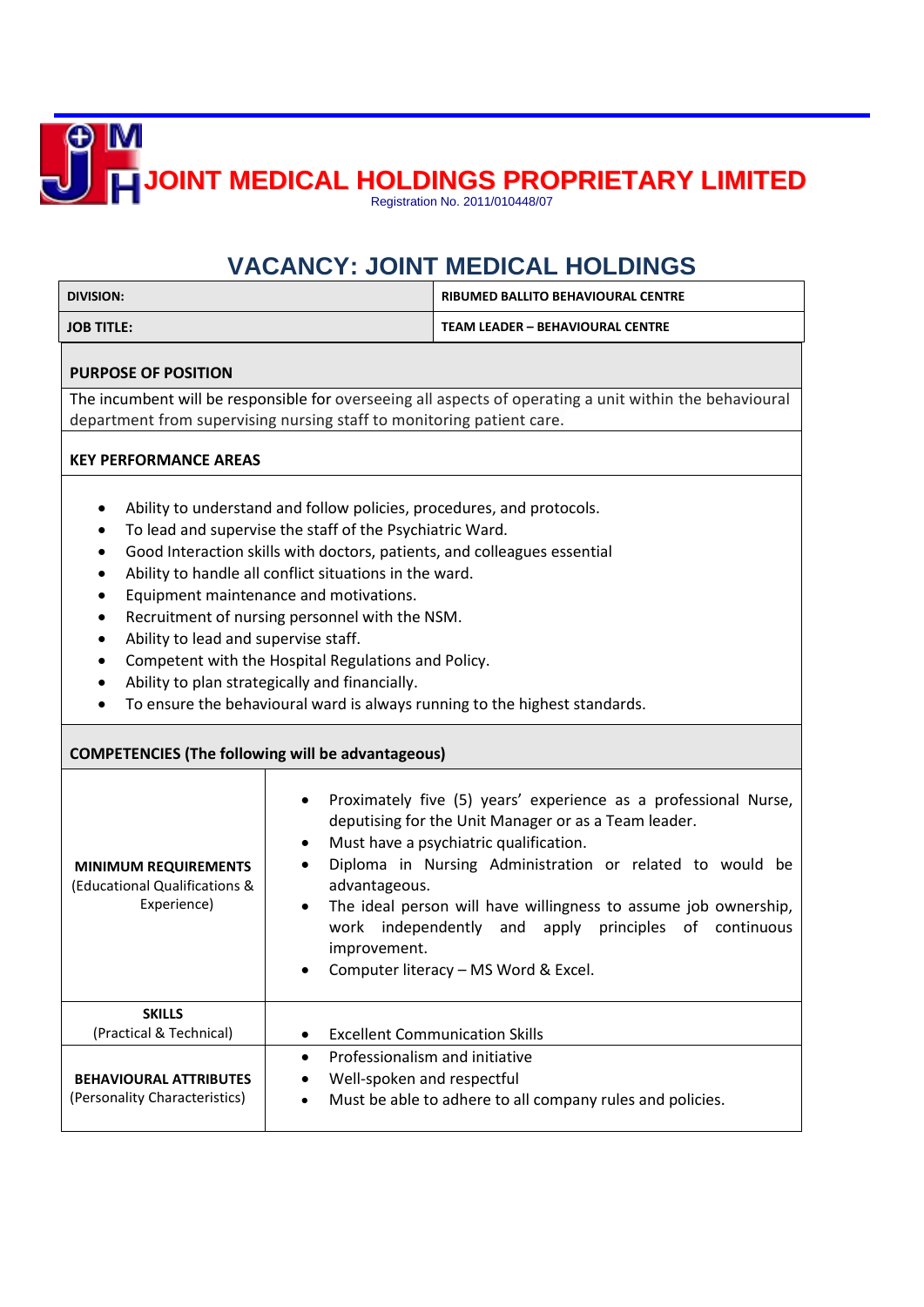# JOINT MEDICAL HOLDINGS PROPRIETARY LIMITED

Registration No. 2011/010448/07

## VACANCY: JOINT MEDICAL HOLDINGS

| **DIVISION:** | **RIBUMED BALLITO BEHAVIOURAL CENTRE** |
|---|---|
| **JOB TITLE:** | **TEAM LEADER – BEHAVIOURAL CENTRE** |

### PURPOSE OF POSITION

The incumbent will be responsible for overseeing all aspects of operating a unit within the behavioural department from supervising nursing staff to monitoring patient care.

### KEY PERFORMANCE AREAS

- Ability to understand and follow policies, procedures, and protocols.
- To lead and supervise the staff of the Psychiatric Ward.
- Good Interaction skills with doctors, patients, and colleagues essential
- Ability to handle all conflict situations in the ward.
- Equipment maintenance and motivations.
- Recruitment of nursing personnel with the NSM.
- Ability to lead and supervise staff.
- Competent with the Hospital Regulations and Policy.
- Ability to plan strategically and financially.
- To ensure the behavioural ward is always running to the highest standards.

### COMPETENCIES (The following will be advantageous)

| | |
|---|---|
| **MINIMUM REQUIREMENTS** (Educational Qualifications & Experience) | • Proximately five (5) years' experience as a professional Nurse, deputising for the Unit Manager or as a Team leader.<br>• Must have a psychiatric qualification.<br>• Diploma in Nursing Administration or related to would be advantageous.<br>• The ideal person will have willingness to assume job ownership, work independently and apply principles of continuous improvement.<br>• Computer literacy – MS Word & Excel. |
| **SKILLS** (Practical & Technical) | • Excellent Communication Skills |
| **BEHAVIOURAL ATTRIBUTES** (Personality Characteristics) | • Professionalism and initiative<br>• Well-spoken and respectful<br>• Must be able to adhere to all company rules and policies. |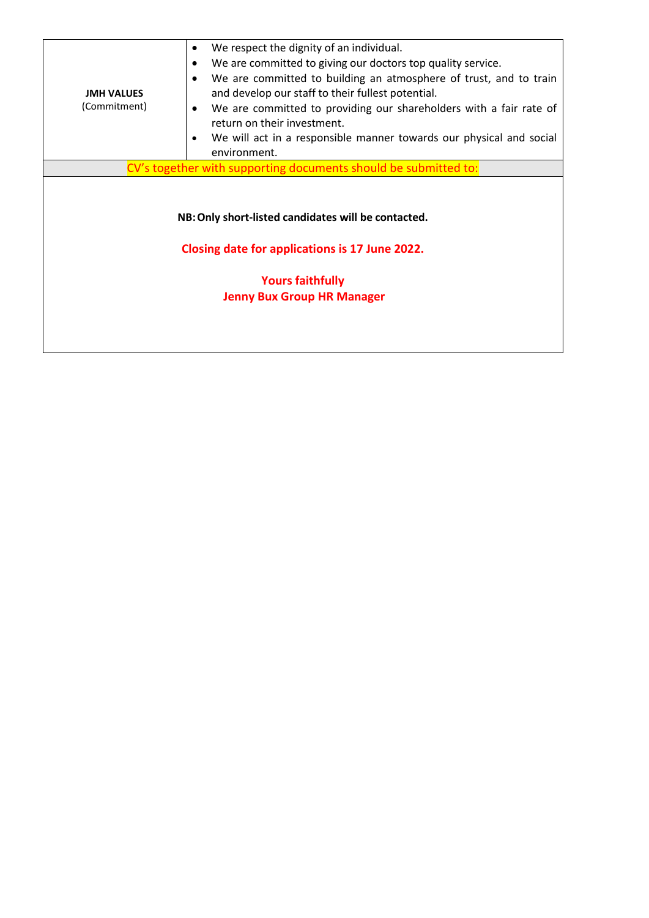| | |
|---|---|
| **JMH VALUES** (Commitment) | • We respect the dignity of an individual.<br>• We are committed to giving our doctors top quality service.<br>• We are committed to building an atmosphere of trust, and to train and develop our staff to their fullest potential.<br>• We are committed to providing our shareholders with a fair rate of return on their investment.<br>• We will act in a responsible manner towards our physical and social environment. |

CV's together with supporting documents should be submitted to:

**NB: Only short-listed candidates will be contacted.**

**Closing date for applications is 17 June 2022.**

**Yours faithfully**
**Jenny Bux Group HR Manager**